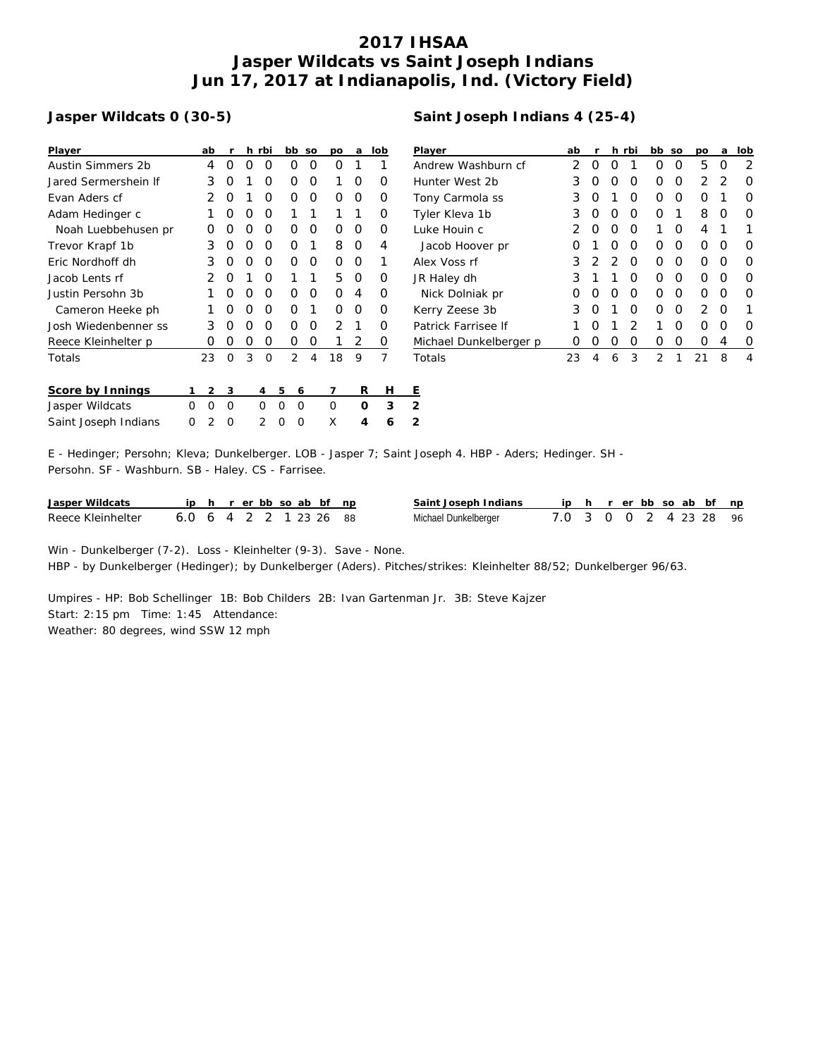# 2017 IHSAA
# Jasper Wildcats vs Saint Joseph Indians
# Jun 17, 2017 at Indianapolis, Ind. (Victory Field)

## Jasper Wildcats 0 (30-5)

| Player | ab | r | h | rbi | bb | so | po | a | lob |
|---|---|---|---|---|---|---|---|---|---|
| Austin Simmers 2b | 4 | 0 | 0 | 0 | 0 | 0 | 0 | 1 | 1 |
| Jared Sermershein lf | 3 | 0 | 1 | 0 | 0 | 0 | 1 | 0 | 0 |
| Evan Aders cf | 2 | 0 | 1 | 0 | 0 | 0 | 0 | 0 | 0 |
| Adam Hedinger c | 1 | 0 | 0 | 0 | 1 | 1 | 1 | 1 | 0 |
| Noah Luebbehusen pr | 0 | 0 | 0 | 0 | 0 | 0 | 0 | 0 | 0 |
| Trevor Krapf 1b | 3 | 0 | 0 | 0 | 0 | 1 | 8 | 0 | 4 |
| Eric Nordhoff dh | 3 | 0 | 0 | 0 | 0 | 0 | 0 | 0 | 1 |
| Jacob Lents rf | 2 | 0 | 1 | 0 | 1 | 1 | 5 | 0 | 0 |
| Justin Persohn 3b | 1 | 0 | 0 | 0 | 0 | 0 | 0 | 4 | 0 |
| Cameron Heeke ph | 1 | 0 | 0 | 0 | 0 | 1 | 0 | 0 | 0 |
| Josh Wiedenbenner ss | 3 | 0 | 0 | 0 | 0 | 0 | 2 | 1 | 0 |
| Reece Kleinhelter p | 0 | 0 | 0 | 0 | 0 | 0 | 1 | 2 | 0 |
| Totals | 23 | 0 | 3 | 0 | 2 | 4 | 18 | 9 | 7 |

## Saint Joseph Indians 4 (25-4)

| Player | ab | r | h | rbi | bb | so | po | a | lob |
|---|---|---|---|---|---|---|---|---|---|
| Andrew Washburn cf | 2 | 0 | 0 | 1 | 0 | 0 | 5 | 0 | 2 |
| Hunter West 2b | 3 | 0 | 0 | 0 | 0 | 0 | 2 | 2 | 0 |
| Tony Carmola ss | 3 | 0 | 1 | 0 | 0 | 0 | 0 | 1 | 0 |
| Tyler Kleva 1b | 3 | 0 | 0 | 0 | 0 | 1 | 8 | 0 | 0 |
| Luke Houin c | 2 | 0 | 0 | 0 | 1 | 0 | 4 | 1 | 1 |
| Jacob Hoover pr | 0 | 1 | 0 | 0 | 0 | 0 | 0 | 0 | 0 |
| Alex Voss rf | 3 | 2 | 2 | 0 | 0 | 0 | 0 | 0 | 0 |
| JR Haley dh | 3 | 1 | 1 | 0 | 0 | 0 | 0 | 0 | 0 |
| Nick Dolniak pr | 0 | 0 | 0 | 0 | 0 | 0 | 0 | 0 | 0 |
| Kerry Zeese 3b | 3 | 0 | 1 | 0 | 0 | 0 | 2 | 0 | 1 |
| Patrick Farrisee lf | 1 | 0 | 1 | 2 | 1 | 0 | 0 | 0 | 0 |
| Michael Dunkelberger p | 0 | 0 | 0 | 0 | 0 | 0 | 0 | 4 | 0 |
| Totals | 23 | 4 | 6 | 3 | 2 | 1 | 21 | 8 | 4 |

| Score by Innings | 1 | 2 | 3 | 4 | 5 | 6 | 7 | R | H | E |
|---|---|---|---|---|---|---|---|---|---|---|
| Jasper Wildcats | 0 | 0 | 0 | 0 | 0 | 0 | 0 | **0** | **3** | **2** |
| Saint Joseph Indians | 0 | 2 | 0 | 2 | 0 | 0 | X | **4** | **6** | **2** |

E - Hedinger; Persohn; Kleva; Dunkelberger. LOB - Jasper 7; Saint Joseph 4. HBP - Aders; Hedinger. SH - Persohn. SF - Washburn. SB - Haley. CS - Farrisee.

| Jasper Wildcats | ip | h | r | er | bb | so | ab | bf | np |
|---|---|---|---|---|---|---|---|---|---|
| Reece Kleinhelter | 6.0 | 6 | 4 | 2 | 2 | 1 | 23 | 26 | 88 |

| Saint Joseph Indians | ip | h | r | er | bb | so | ab | bf | np |
|---|---|---|---|---|---|---|---|---|---|
| Michael Dunkelberger | 7.0 | 3 | 0 | 0 | 2 | 4 | 23 | 28 | 96 |

Win - Dunkelberger (7-2). Loss - Kleinhelter (9-3). Save - None.
HBP - by Dunkelberger (Hedinger); by Dunkelberger (Aders). Pitches/strikes: Kleinhelter 88/52; Dunkelberger 96/63.

Umpires - HP: Bob Schellinger 1B: Bob Childers 2B: Ivan Gartenman Jr. 3B: Steve Kajzer
Start: 2:15 pm Time: 1:45 Attendance:
Weather: 80 degrees, wind SSW 12 mph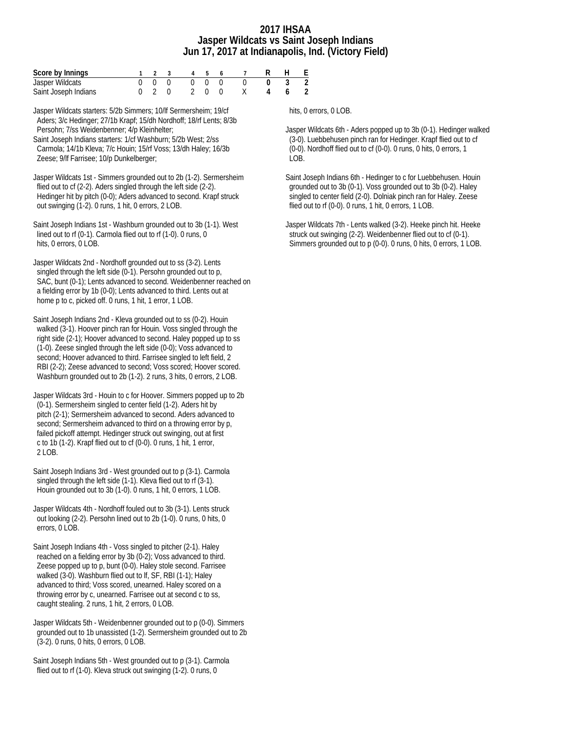# 2017 IHSAA
## Jasper Wildcats vs Saint Joseph Indians
### Jun 17, 2017 at Indianapolis, Ind. (Victory Field)

| Score by Innings | 1 | 2 | 3 | 4 | 5 | 6 | 7 | R | H | E |
|---|---|---|---|---|---|---|---|---|---|---|
| Jasper Wildcats | 0 | 0 | 0 | 0 | 0 | 0 | 0 | **0** | **3** | **2** |
| Saint Joseph Indians | 0 | 2 | 0 | 2 | 0 | 0 | X | **4** | **6** | **2** |

Jasper Wildcats starters: 5/2b Simmers; 10/lf Sermersheim; 19/cf Aders; 3/c Hedinger; 27/1b Krapf; 15/dh Nordhoff; 18/rf Lents; 8/3b Persohn; 7/ss Weidenbenner; 4/p Kleinhelter;
Saint Joseph Indians starters: 1/cf Washburn; 5/2b West; 2/ss Carmola; 14/1b Kleva; 7/c Houin; 15/rf Voss; 13/dh Haley; 16/3b Zeese; 9/lf Farrisee; 10/p Dunkelberger;

Jasper Wildcats 1st - Simmers grounded out to 2b (1-2). Sermersheim flied out to cf (2-2). Aders singled through the left side (2-2). Hedinger hit by pitch (0-0); Aders advanced to second. Krapf struck out swinging (1-2). 0 runs, 1 hit, 0 errors, 2 LOB.

Saint Joseph Indians 1st - Washburn grounded out to 3b (1-1). West lined out to rf (0-1). Carmola flied out to rf (1-0). 0 runs, 0 hits, 0 errors, 0 LOB.

Jasper Wildcats 2nd - Nordhoff grounded out to ss (3-2). Lents singled through the left side (0-1). Persohn grounded out to p, SAC, bunt (0-1); Lents advanced to second. Weidenbenner reached on a fielding error by 1b (0-0); Lents advanced to third. Lents out at home p to c, picked off. 0 runs, 1 hit, 1 error, 1 LOB.

Saint Joseph Indians 2nd - Kleva grounded out to ss (0-2). Houin walked (3-1). Hoover pinch ran for Houin. Voss singled through the right side (2-1); Hoover advanced to second. Haley popped up to ss (1-0). Zeese singled through the left side (0-0); Voss advanced to second; Hoover advanced to third. Farrisee singled to left field, 2 RBI (2-2); Zeese advanced to second; Voss scored; Hoover scored. Washburn grounded out to 2b (1-2). 2 runs, 3 hits, 0 errors, 2 LOB.

Jasper Wildcats 3rd - Houin to c for Hoover. Simmers popped up to 2b (0-1). Sermersheim singled to center field (1-2). Aders hit by pitch (2-1); Sermersheim advanced to second. Aders advanced to second; Sermersheim advanced to third on a throwing error by p, failed pickoff attempt. Hedinger struck out swinging, out at first c to 1b (1-2). Krapf flied out to cf (0-0). 0 runs, 1 hit, 1 error, 2 LOB.

Saint Joseph Indians 3rd - West grounded out to p (3-1). Carmola singled through the left side (1-1). Kleva flied out to rf (3-1). Houin grounded out to 3b (1-0). 0 runs, 1 hit, 0 errors, 1 LOB.

Jasper Wildcats 4th - Nordhoff fouled out to 3b (3-1). Lents struck out looking (2-2). Persohn lined out to 2b (1-0). 0 runs, 0 hits, 0 errors, 0 LOB.

Saint Joseph Indians 4th - Voss singled to pitcher (2-1). Haley reached on a fielding error by 3b (0-2); Voss advanced to third. Zeese popped up to p, bunt (0-0). Haley stole second. Farrisee walked (3-0). Washburn flied out to lf, SF, RBI (1-1); Haley advanced to third; Voss scored, unearned. Haley scored on a throwing error by c, unearned. Farrisee out at second c to ss, caught stealing. 2 runs, 1 hit, 2 errors, 0 LOB.

Jasper Wildcats 5th - Weidenbenner grounded out to p (0-0). Simmers grounded out to 1b unassisted (1-2). Sermersheim grounded out to 2b (3-2). 0 runs, 0 hits, 0 errors, 0 LOB.

Saint Joseph Indians 5th - West grounded out to p (3-1). Carmola flied out to rf (1-0). Kleva struck out swinging (1-2). 0 runs, 0 hits, 0 errors, 0 LOB.

Jasper Wildcats 6th - Aders popped up to 3b (0-1). Hedinger walked (3-0). Luebbehusen pinch ran for Hedinger. Krapf flied out to cf (0-0). Nordhoff flied out to cf (0-0). 0 runs, 0 hits, 0 errors, 1 LOB.

Saint Joseph Indians 6th - Hedinger to c for Luebbehusen. Houin grounded out to 3b (0-1). Voss grounded out to 3b (0-2). Haley singled to center field (2-0). Dolniak pinch ran for Haley. Zeese flied out to rf (0-0). 0 runs, 1 hit, 0 errors, 1 LOB.

Jasper Wildcats 7th - Lents walked (3-2). Heeke pinch hit. Heeke struck out swinging (2-2). Weidenbenner flied out to cf (0-1). Simmers grounded out to p (0-0). 0 runs, 0 hits, 0 errors, 1 LOB.